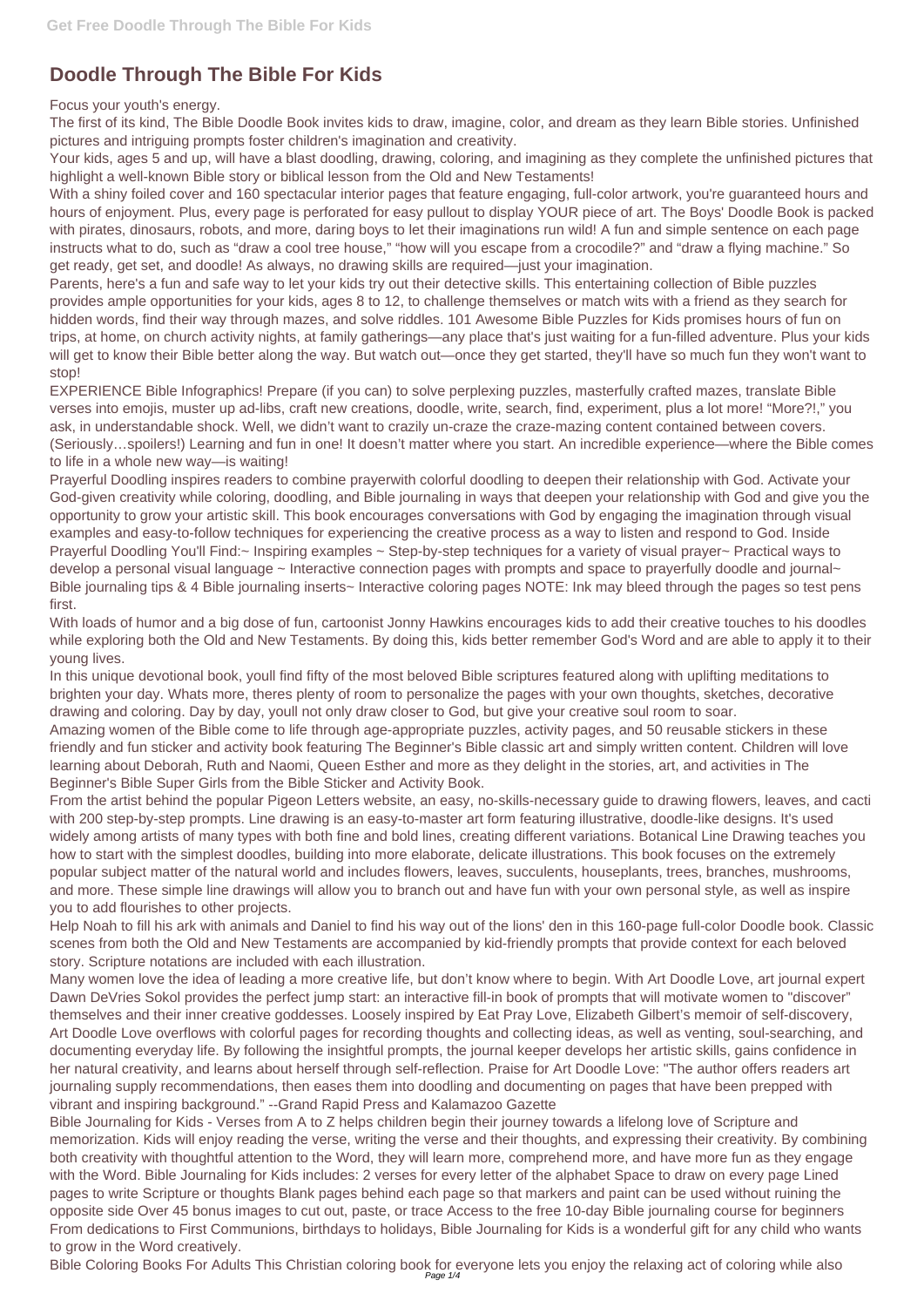# Doodle Through The Bible For Kids

Focus your youth's energy.

The first of its kind, The Bible Doodle Book invites kids to draw, imagine, color, and dream as they learn Bible stories. Unfinished pictures and intriguing prompts foster children's imagination and creativity.

Your kids, ages 5 and up, will have a blast doodling, drawing, coloring, and imagining as they complete the unfinished pictures that highlight a well-known Bible story or biblical lesson from the Old and New Testaments!

With a shiny foiled cover and 160 spectacular interior pages that feature engaging, full-color artwork, you're guaranteed hours and hours of enjoyment. Plus, every page is perforated for easy pullout to display YOUR piece of art. The Boys' Doodle Book is packed with pirates, dinosaurs, robots, and more, daring boys to let their imaginations run wild! A fun and simple sentence on each page instructs what to do, such as "draw a cool tree house," "how will you escape from a crocodile?" and "draw a flying machine." So get ready, get set, and doodle! As always, no drawing skills are required—just your imagination.

Parents, here's a fun and safe way to let your kids try out their detective skills. This entertaining collection of Bible puzzles provides ample opportunities for your kids, ages 8 to 12, to challenge themselves or match wits with a friend as they search for hidden words, find their way through mazes, and solve riddles. 101 Awesome Bible Puzzles for Kids promises hours of fun on trips, at home, on church activity nights, at family gatherings—any place that's just waiting for a fun-filled adventure. Plus your kids will get to know their Bible better along the way. But watch out—once they get started, they'll have so much fun they won't want to stop!

EXPERIENCE Bible Infographics! Prepare (if you can) to solve perplexing puzzles, masterfully crafted mazes, translate Bible verses into emojis, muster up ad-libs, craft new creations, doodle, write, search, find, experiment, plus a lot more! "More?!," you ask, in understandable shock. Well, we didn't want to crazily un-craze the craze-mazing content contained between covers. (Seriously…spoilers!) Learning and fun in one! It doesn't matter where you start. An incredible experience—where the Bible comes to life in a whole new way—is waiting!

Prayerful Doodling inspires readers to combine prayerwith colorful doodling to deepen their relationship with God. Activate your God-given creativity while coloring, doodling, and Bible journaling in ways that deepen your relationship with God and give you the opportunity to grow your artistic skill. This book encourages conversations with God by engaging the imagination through visual examples and easy-to-follow techniques for experiencing the creative process as a way to listen and respond to God. Inside Prayerful Doodling You'll Find:~ Inspiring examples ~ Step-by-step techniques for a variety of visual prayer~ Practical ways to develop a personal visual language ~ Interactive connection pages with prompts and space to prayerfully doodle and journal~ Bible journaling tips & 4 Bible journaling inserts~ Interactive coloring pages NOTE: Ink may bleed through the pages so test pens first.

With loads of humor and a big dose of fun, cartoonist Jonny Hawkins encourages kids to add their creative touches to his doodles while exploring both the Old and New Testaments. By doing this, kids better remember God's Word and are able to apply it to their young lives.

In this unique devotional book, youll find fifty of the most beloved Bible scriptures featured along with uplifting meditations to brighten your day. Whats more, theres plenty of room to personalize the pages with your own thoughts, sketches, decorative drawing and coloring. Day by day, youll not only draw closer to God, but give your creative soul room to soar.

Amazing women of the Bible come to life through age-appropriate puzzles, activity pages, and 50 reusable stickers in these friendly and fun sticker and activity book featuring The Beginner's Bible classic art and simply written content. Children will love learning about Deborah, Ruth and Naomi, Queen Esther and more as they delight in the stories, art, and activities in The Beginner's Bible Super Girls from the Bible Sticker and Activity Book.

From the artist behind the popular Pigeon Letters website, an easy, no-skills-necessary guide to drawing flowers, leaves, and cacti with 200 step-by-step prompts. Line drawing is an easy-to-master art form featuring illustrative, doodle-like designs. It's used widely among artists of many types with both fine and bold lines, creating different variations. Botanical Line Drawing teaches you how to start with the simplest doodles, building into more elaborate, delicate illustrations. This book focuses on the extremely popular subject matter of the natural world and includes flowers, leaves, succulents, houseplants, trees, branches, mushrooms, and more. These simple line drawings will allow you to branch out and have fun with your own personal style, as well as inspire you to add flourishes to other projects.

Help Noah to fill his ark with animals and Daniel to find his way out of the lions' den in this 160-page full-color Doodle book. Classic scenes from both the Old and New Testaments are accompanied by kid-friendly prompts that provide context for each beloved story. Scripture notations are included with each illustration.

Many women love the idea of leading a more creative life, but don't know where to begin. With Art Doodle Love, art journal expert Dawn DeVries Sokol provides the perfect jump start: an interactive fill-in book of prompts that will motivate women to "discover" themselves and their inner creative goddesses. Loosely inspired by Eat Pray Love, Elizabeth Gilbert's memoir of self-discovery, Art Doodle Love overflows with colorful pages for recording thoughts and collecting ideas, as well as venting, soul-searching, and documenting everyday life. By following the insightful prompts, the journal keeper develops her artistic skills, gains confidence in her natural creativity, and learns about herself through self-reflection. Praise for Art Doodle Love: "The author offers readers art journaling supply recommendations, then eases them into doodling and documenting on pages that have been prepped with vibrant and inspiring background." --Grand Rapid Press and Kalamazoo Gazette

Bible Journaling for Kids - Verses from A to Z helps children begin their journey towards a lifelong love of Scripture and memorization. Kids will enjoy reading the verse, writing the verse and their thoughts, and expressing their creativity. By combining both creativity with thoughtful attention to the Word, they will learn more, comprehend more, and have more fun as they engage with the Word. Bible Journaling for Kids includes: 2 verses for every letter of the alphabet Space to draw on every page Lined pages to write Scripture or thoughts Blank pages behind each page so that markers and paint can be used without ruining the opposite side Over 45 bonus images to cut out, paste, or trace Access to the free 10-day Bible journaling course for beginners From dedications to First Communions, birthdays to holidays, Bible Journaling for Kids is a wonderful gift for any child who wants to grow in the Word creatively.

Bible Coloring Books For Adults This Christian coloring book for everyone lets you enjoy the relaxing act of coloring while also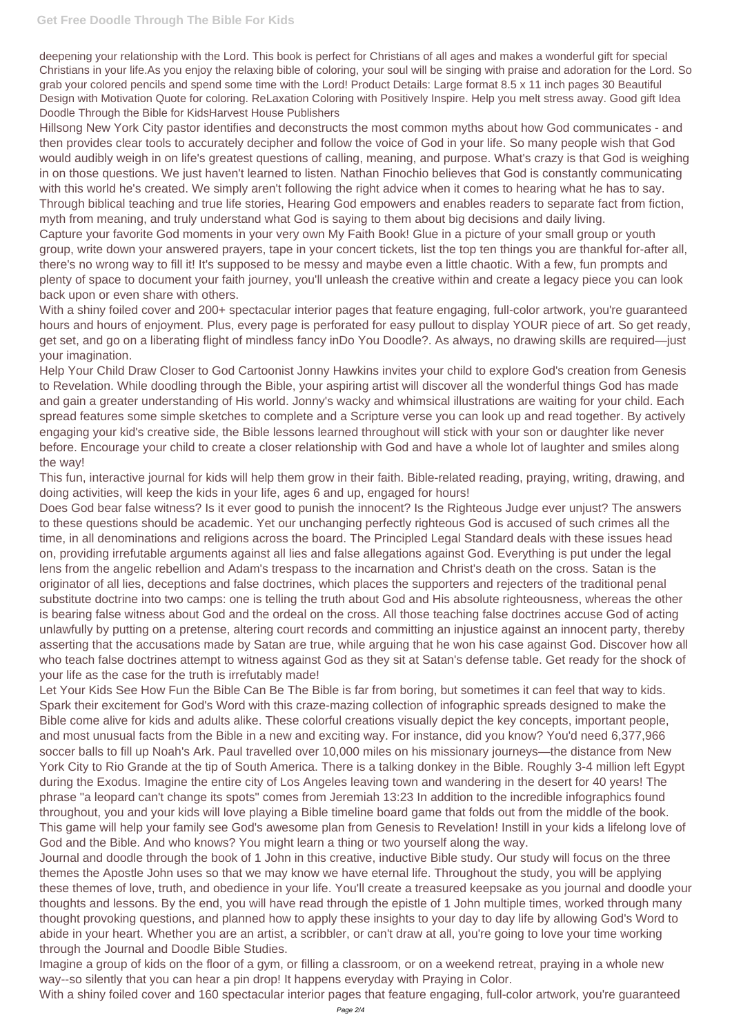deepening your relationship with the Lord. This book is perfect for Christians of all ages and makes a wonderful gift for special Christians in your life.As you enjoy the relaxing bible of coloring, your soul will be singing with praise and adoration for the Lord. So grab your colored pencils and spend some time with the Lord! Product Details: Large format 8.5 x 11 inch pages 30 Beautiful Design with Motivation Quote for coloring. ReLaxation Coloring with Positively Inspire. Help you melt stress away. Good gift Idea Doodle Through the Bible for KidsHarvest House Publishers

Hillsong New York City pastor identifies and deconstructs the most common myths about how God communicates - and then provides clear tools to accurately decipher and follow the voice of God in your life. So many people wish that God would audibly weigh in on life's greatest questions of calling, meaning, and purpose. What's crazy is that God is weighing in on those questions. We just haven't learned to listen. Nathan Finochio believes that God is constantly communicating with this world he's created. We simply aren't following the right advice when it comes to hearing what he has to say. Through biblical teaching and true life stories, Hearing God empowers and enables readers to separate fact from fiction, myth from meaning, and truly understand what God is saying to them about big decisions and daily living.

Capture your favorite God moments in your very own My Faith Book! Glue in a picture of your small group or youth group, write down your answered prayers, tape in your concert tickets, list the top ten things you are thankful for-after all, there's no wrong way to fill it! It's supposed to be messy and maybe even a little chaotic. With a few, fun prompts and plenty of space to document your faith journey, you'll unleash the creative within and create a legacy piece you can look back upon or even share with others.

With a shiny foiled cover and 200+ spectacular interior pages that feature engaging, full-color artwork, you're guaranteed hours and hours of enjoyment. Plus, every page is perforated for easy pullout to display YOUR piece of art. So get ready, get set, and go on a liberating flight of mindless fancy inDo You Doodle?. As always, no drawing skills are required—just your imagination.

Help Your Child Draw Closer to God Cartoonist Jonny Hawkins invites your child to explore God's creation from Genesis to Revelation. While doodling through the Bible, your aspiring artist will discover all the wonderful things God has made and gain a greater understanding of His world. Jonny's wacky and whimsical illustrations are waiting for your child. Each spread features some simple sketches to complete and a Scripture verse you can look up and read together. By actively engaging your kid's creative side, the Bible lessons learned throughout will stick with your son or daughter like never before. Encourage your child to create a closer relationship with God and have a whole lot of laughter and smiles along the way!

This fun, interactive journal for kids will help them grow in their faith. Bible-related reading, praying, writing, drawing, and doing activities, will keep the kids in your life, ages 6 and up, engaged for hours!

Does God bear false witness? Is it ever good to punish the innocent? Is the Righteous Judge ever unjust? The answers to these questions should be academic. Yet our unchanging perfectly righteous God is accused of such crimes all the time, in all denominations and religions across the board. The Principled Legal Standard deals with these issues head on, providing irrefutable arguments against all lies and false allegations against God. Everything is put under the legal lens from the angelic rebellion and Adam's trespass to the incarnation and Christ's death on the cross. Satan is the originator of all lies, deceptions and false doctrines, which places the supporters and rejecters of the traditional penal substitute doctrine into two camps: one is telling the truth about God and His absolute righteousness, whereas the other is bearing false witness about God and the ordeal on the cross. All those teaching false doctrines accuse God of acting unlawfully by putting on a pretense, altering court records and committing an injustice against an innocent party, thereby asserting that the accusations made by Satan are true, while arguing that he won his case against God. Discover how all who teach false doctrines attempt to witness against God as they sit at Satan's defense table. Get ready for the shock of your life as the case for the truth is irrefutably made!

Let Your Kids See How Fun the Bible Can Be The Bible is far from boring, but sometimes it can feel that way to kids. Spark their excitement for God's Word with this craze-mazing collection of infographic spreads designed to make the Bible come alive for kids and adults alike. These colorful creations visually depict the key concepts, important people, and most unusual facts from the Bible in a new and exciting way. For instance, did you know? You'd need 6,377,966 soccer balls to fill up Noah's Ark. Paul travelled over 10,000 miles on his missionary journeys—the distance from New York City to Rio Grande at the tip of South America. There is a talking donkey in the Bible. Roughly 3-4 million left Egypt during the Exodus. Imagine the entire city of Los Angeles leaving town and wandering in the desert for 40 years! The phrase "a leopard can't change its spots" comes from Jeremiah 13:23 In addition to the incredible infographics found throughout, you and your kids will love playing a Bible timeline board game that folds out from the middle of the book. This game will help your family see God's awesome plan from Genesis to Revelation! Instill in your kids a lifelong love of God and the Bible. And who knows? You might learn a thing or two yourself along the way.

Journal and doodle through the book of 1 John in this creative, inductive Bible study. Our study will focus on the three themes the Apostle John uses so that we may know we have eternal life. Throughout the study, you will be applying these themes of love, truth, and obedience in your life. You'll create a treasured keepsake as you journal and doodle your thoughts and lessons. By the end, you will have read through the epistle of 1 John multiple times, worked through many thought provoking questions, and planned how to apply these insights to your day to day life by allowing God's Word to abide in your heart. Whether you are an artist, a scribbler, or can't draw at all, you're going to love your time working through the Journal and Doodle Bible Studies.

Imagine a group of kids on the floor of a gym, or filling a classroom, or on a weekend retreat, praying in a whole new way--so silently that you can hear a pin drop! It happens everyday with Praying in Color.

With a shiny foiled cover and 160 spectacular interior pages that feature engaging, full-color artwork, you're guaranteed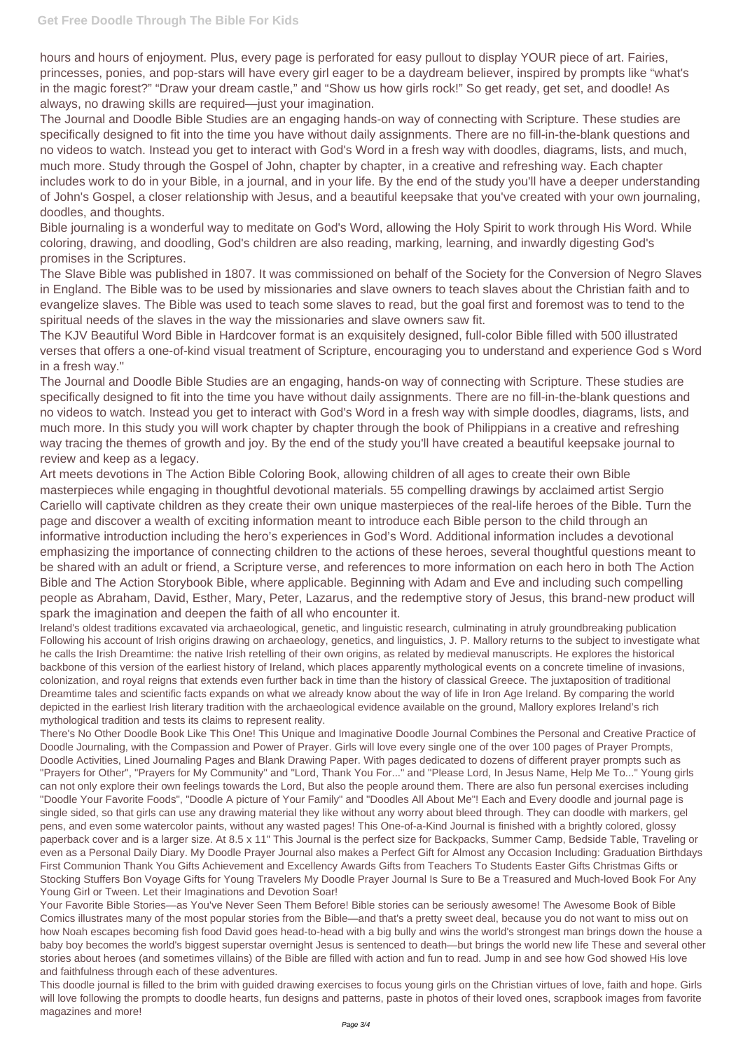hours and hours of enjoyment. Plus, every page is perforated for easy pullout to display YOUR piece of art. Fairies, princesses, ponies, and pop-stars will have every girl eager to be a daydream believer, inspired by prompts like "what's in the magic forest?" "Draw your dream castle," and "Show us how girls rock!" So get ready, get set, and doodle! As always, no drawing skills are required—just your imagination.

The Journal and Doodle Bible Studies are an engaging hands-on way of connecting with Scripture. These studies are specifically designed to fit into the time you have without daily assignments. There are no fill-in-the-blank questions and no videos to watch. Instead you get to interact with God's Word in a fresh way with doodles, diagrams, lists, and much, much more. Study through the Gospel of John, chapter by chapter, in a creative and refreshing way. Each chapter includes work to do in your Bible, in a journal, and in your life. By the end of the study you'll have a deeper understanding of John's Gospel, a closer relationship with Jesus, and a beautiful keepsake that you've created with your own journaling, doodles, and thoughts.

Bible journaling is a wonderful way to meditate on God's Word, allowing the Holy Spirit to work through His Word. While coloring, drawing, and doodling, God's children are also reading, marking, learning, and inwardly digesting God's promises in the Scriptures.

The Slave Bible was published in 1807. It was commissioned on behalf of the Society for the Conversion of Negro Slaves in England. The Bible was to be used by missionaries and slave owners to teach slaves about the Christian faith and to evangelize slaves. The Bible was used to teach some slaves to read, but the goal first and foremost was to tend to the spiritual needs of the slaves in the way the missionaries and slave owners saw fit.

The KJV Beautiful Word Bible in Hardcover format is an exquisitely designed, full-color Bible filled with 500 illustrated verses that offers a one-of-kind visual treatment of Scripture, encouraging you to understand and experience God s Word in a fresh way."

The Journal and Doodle Bible Studies are an engaging, hands-on way of connecting with Scripture. These studies are specifically designed to fit into the time you have without daily assignments. There are no fill-in-the-blank questions and no videos to watch. Instead you get to interact with God's Word in a fresh way with simple doodles, diagrams, lists, and much more. In this study you will work chapter by chapter through the book of Philippians in a creative and refreshing way tracing the themes of growth and joy. By the end of the study you'll have created a beautiful keepsake journal to review and keep as a legacy.

Art meets devotions in The Action Bible Coloring Book, allowing children of all ages to create their own Bible masterpieces while engaging in thoughtful devotional materials. 55 compelling drawings by acclaimed artist Sergio Cariello will captivate children as they create their own unique masterpieces of the real-life heroes of the Bible. Turn the page and discover a wealth of exciting information meant to introduce each Bible person to the child through an informative introduction including the hero's experiences in God's Word. Additional information includes a devotional emphasizing the importance of connecting children to the actions of these heroes, several thoughtful questions meant to be shared with an adult or friend, a Scripture verse, and references to more information on each hero in both The Action Bible and The Action Storybook Bible, where applicable. Beginning with Adam and Eve and including such compelling people as Abraham, David, Esther, Mary, Peter, Lazarus, and the redemptive story of Jesus, this brand-new product will spark the imagination and deepen the faith of all who encounter it.

Ireland's oldest traditions excavated via archaeological, genetic, and linguistic research, culminating in atruly groundbreaking publication Following his account of Irish origins drawing on archaeology, genetics, and linguistics, J. P. Mallory returns to the subject to investigate what he calls the Irish Dreamtime: the native Irish retelling of their own origins, as related by medieval manuscripts. He explores the historical backbone of this version of the earliest history of Ireland, which places apparently mythological events on a concrete timeline of invasions, colonization, and royal reigns that extends even further back in time than the history of classical Greece. The juxtaposition of traditional Dreamtime tales and scientific facts expands on what we already know about the way of life in Iron Age Ireland. By comparing the world depicted in the earliest Irish literary tradition with the archaeological evidence available on the ground, Mallory explores Ireland's rich mythological tradition and tests its claims to represent reality.

There's No Other Doodle Book Like This One! This Unique and Imaginative Doodle Journal Combines the Personal and Creative Practice of Doodle Journaling, with the Compassion and Power of Prayer. Girls will love every single one of the over 100 pages of Prayer Prompts, Doodle Activities, Lined Journaling Pages and Blank Drawing Paper. With pages dedicated to dozens of different prayer prompts such as "Prayers for Other", "Prayers for My Community" and "Lord, Thank You For..." and "Please Lord, In Jesus Name, Help Me To..." Young girls can not only explore their own feelings towards the Lord, But also the people around them. There are also fun personal exercises including "Doodle Your Favorite Foods", "Doodle A picture of Your Family" and "Doodles All About Me"! Each and Every doodle and journal page is single sided, so that girls can use any drawing material they like without any worry about bleed through. They can doodle with markers, gel pens, and even some watercolor paints, without any wasted pages! This One-of-a-Kind Journal is finished with a brightly colored, glossy paperback cover and is a larger size. At 8.5 x 11" This Journal is the perfect size for Backpacks, Summer Camp, Bedside Table, Traveling or even as a Personal Daily Diary. My Doodle Prayer Journal also makes a Perfect Gift for Almost any Occasion Including: Graduation Birthdays First Communion Thank You Gifts Achievement and Excellency Awards Gifts from Teachers To Students Easter Gifts Christmas Gifts or Stocking Stuffers Bon Voyage Gifts for Young Travelers My Doodle Prayer Journal Is Sure to Be a Treasured and Much-loved Book For Any Young Girl or Tween. Let their Imaginations and Devotion Soar!

Your Favorite Bible Stories—as You've Never Seen Them Before! Bible stories can be seriously awesome! The Awesome Book of Bible Comics illustrates many of the most popular stories from the Bible—and that's a pretty sweet deal, because you do not want to miss out on how Noah escapes becoming fish food David goes head-to-head with a big bully and wins the world's strongest man brings down the house a baby boy becomes the world's biggest superstar overnight Jesus is sentenced to death—but brings the world new life These and several other stories about heroes (and sometimes villains) of the Bible are filled with action and fun to read. Jump in and see how God showed His love and faithfulness through each of these adventures.

This doodle journal is filled to the brim with guided drawing exercises to focus young girls on the Christian virtues of love, faith and hope. Girls will love following the prompts to doodle hearts, fun designs and patterns, paste in photos of their loved ones, scrapbook images from favorite magazines and more!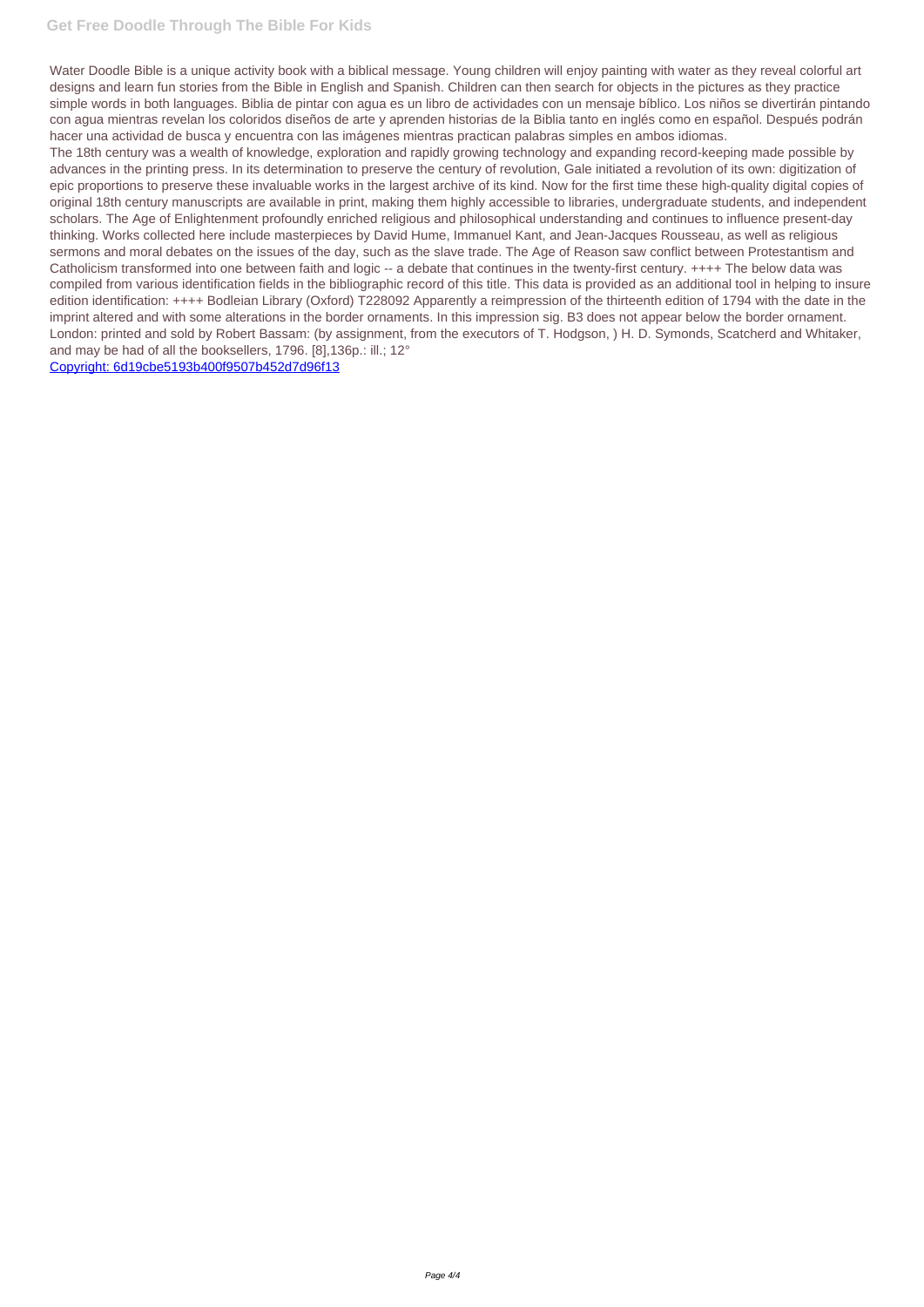Water Doodle Bible is a unique activity book with a biblical message. Young children will enjoy painting with water as they reveal colorful art designs and learn fun stories from the Bible in English and Spanish. Children can then search for objects in the pictures as they practice simple words in both languages. Biblia de pintar con agua es un libro de actividades con un mensaje bíblico. Los niños se divertirán pintando con agua mientras revelan los coloridos diseños de arte y aprenden historias de la Biblia tanto en inglés como en español. Después podrán hacer una actividad de busca y encuentra con las imágenes mientras practican palabras simples en ambos idiomas.

The 18th century was a wealth of knowledge, exploration and rapidly growing technology and expanding record-keeping made possible by advances in the printing press. In its determination to preserve the century of revolution, Gale initiated a revolution of its own: digitization of epic proportions to preserve these invaluable works in the largest archive of its kind. Now for the first time these high-quality digital copies of original 18th century manuscripts are available in print, making them highly accessible to libraries, undergraduate students, and independent scholars. The Age of Enlightenment profoundly enriched religious and philosophical understanding and continues to influence present-day thinking. Works collected here include masterpieces by David Hume, Immanuel Kant, and Jean-Jacques Rousseau, as well as religious sermons and moral debates on the issues of the day, such as the slave trade. The Age of Reason saw conflict between Protestantism and Catholicism transformed into one between faith and logic -- a debate that continues in the twenty-first century. ++++ The below data was compiled from various identification fields in the bibliographic record of this title. This data is provided as an additional tool in helping to insure edition identification: ++++ Bodleian Library (Oxford) T228092 Apparently a reimpression of the thirteenth edition of 1794 with the date in the imprint altered and with some alterations in the border ornaments. In this impression sig. B3 does not appear below the border ornament. London: printed and sold by Robert Bassam: (by assignment, from the executors of T. Hodgson, ) H. D. Symonds, Scatcherd and Whitaker, and may be had of all the booksellers, 1796. [8],136p.: ill.; 12°

Copyright: 6d19cbe5193b400f9507b452d7d96f13